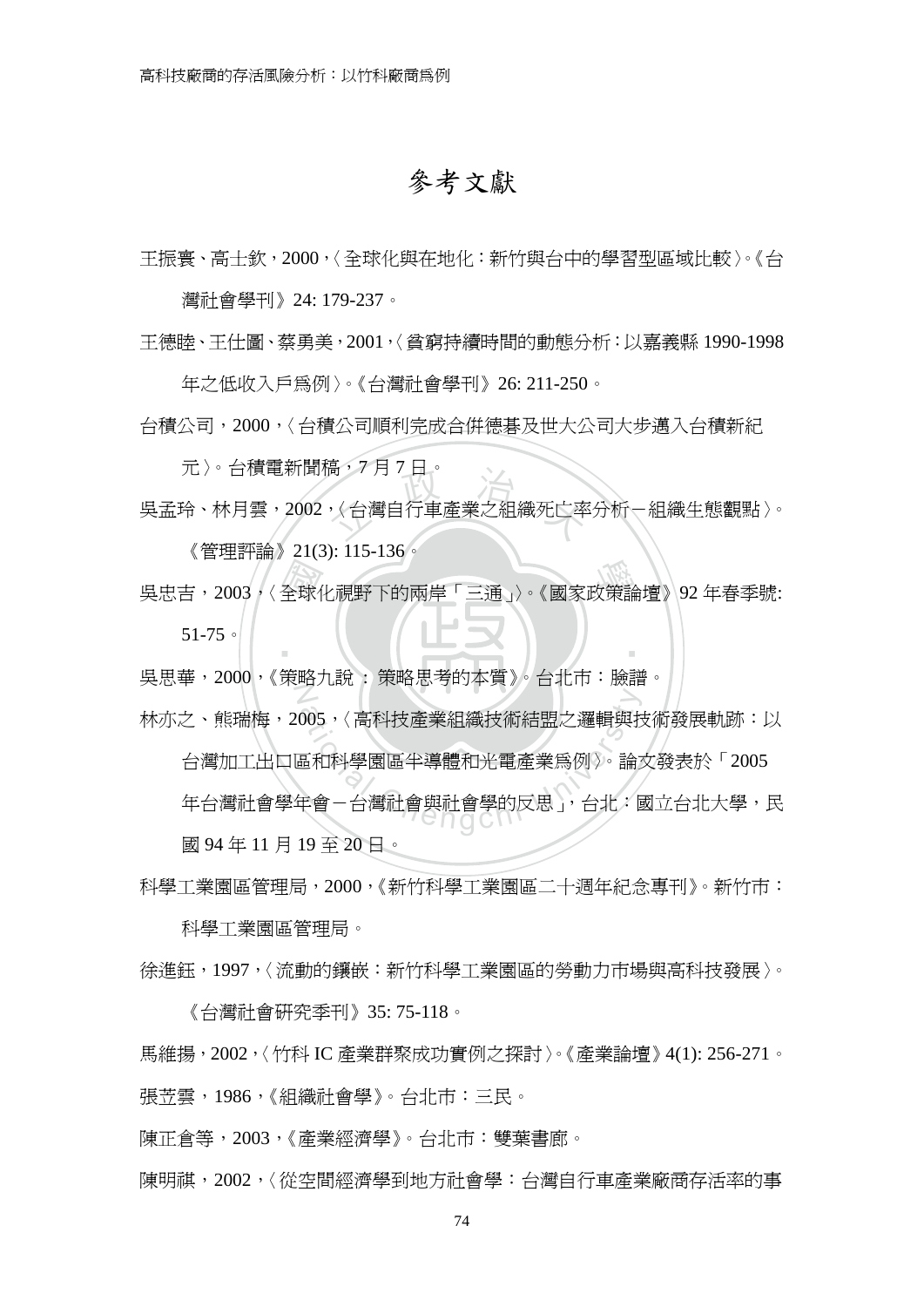# 參考文獻

王振寰、高士欽，2000，〈全球化與在地化：新竹與台中的學習型區域比較〉。《台灣社會學刊》24: 179-237。

王德睦、王仕圖、蔡勇美，2001，〈貧窮持續時間的動態分析：以嘉義縣 1990-1998 年之低收入戶為例〉。《台灣社會學刊》26: 211-250。

台積公司，2000，〈台積公司順利完成合併德碁及世大公司大步邁入台積新紀元〉。台積電新聞稿，7 月 7 日。

吳孟玲、林月雲，2002，〈台灣自行車產業之組織死亡率分析－組織生態觀點〉。《管理評論》21(3): 115-136。

吳忠吉，2003，〈全球化視野下的兩岸「三通」〉。《國家政策論壇》92 年春季號: 51-75。

吳思華，2000，《策略九說：策略思考的本質》。台北市：臉譜。

林亦之、熊瑞梅，2005，〈高科技產業組織技術結盟之邏輯與技術發展軌跡：以台灣加工出口區和科學園區半導體和光電產業為例〉。論文發表於「2005 年台灣社會學年會－台灣社會與社會學的反思」，台北：國立台北大學，民國 94 年 11 月 19 至 20 日。

科學工業園區管理局，2000，《新竹科學工業園區二十週年紀念專刊》。新竹市：科學工業園區管理局。

徐進鈺，1997，〈流動的鑲嵌：新竹科學工業園區的勞動力市場與高科技發展〉。《台灣社會研究季刊》35: 75-118。

馬維揚，2002，〈竹科 IC 產業群聚成功實例之探討〉。《產業論壇》4(1): 256-271。

張苙雲，1986，《組織社會學》。台北市：三民。

陳正倉等，2003，《產業經濟學》。台北市：雙葉書廊。

陳明祺，2002，〈從空間經濟學到地方社會學：台灣自行車產業廠商存活率的事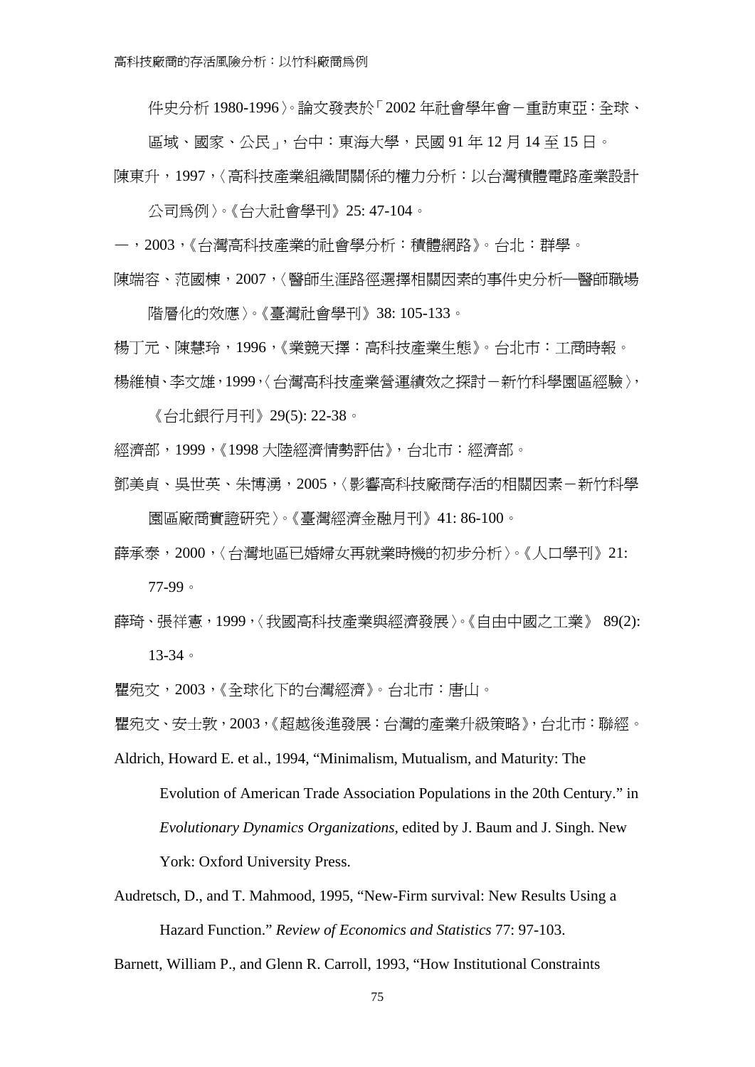件史分析 1980-1996〉。論文發表於「2002 年社會學年會－重訪東亞：全球、區域、國家、公民」，台中：東海大學，民國 91 年 12 月 14 至 15 日。

陳東升，1997，〈高科技產業組織間關係的權力分析：以台灣積體電路產業設計公司爲例〉。《台大社會學刊》25: 47-104。

—，2003，《台灣高科技產業的社會學分析：積體網路》。台北：群學。

陳端容、范國棟，2007，〈醫師生涯路徑選擇相關因素的事件史分析—醫師職場階層化的效應〉。《臺灣社會學刊》38: 105-133。

楊丁元、陳慧玲，1996，《業競天擇：高科技產業生態》。台北市：工商時報。

楊維楨、李文雄，1999，〈台灣高科技產業營運績效之探討－新竹科學園區經驗〉，《台北銀行月刊》29(5): 22-38。

經濟部，1999，《1998 大陸經濟情勢評估》，台北市：經濟部。

鄧美貞、吳世英、朱博湧，2005，〈影響高科技廠商存活的相關因素－新竹科學園區廠商實證研究〉。《臺灣經濟金融月刊》41: 86-100。

薛承泰，2000，〈台灣地區已婚婦女再就業時機的初步分析〉。《人口學刊》21: 77-99。

薛琦、張祥憲，1999，〈我國高科技產業與經濟發展〉。《自由中國之工業》 89(2): 13-34。

瞿宛文，2003，《全球化下的台灣經濟》。台北市：唐山。

瞿宛文、安士敦，2003，《超越後進發展：台灣的產業升級策略》，台北市：聯經。

Aldrich, Howard E. et al., 1994, "Minimalism, Mutualism, and Maturity: The Evolution of American Trade Association Populations in the 20th Century." in *Evolutionary Dynamics Organizations*, edited by J. Baum and J. Singh. New York: Oxford University Press.

Audretsch, D., and T. Mahmood, 1995, "New-Firm survival: New Results Using a Hazard Function." *Review of Economics and Statistics* 77: 97-103.

Barnett, William P., and Glenn R. Carroll, 1993, "How Institutional Constraints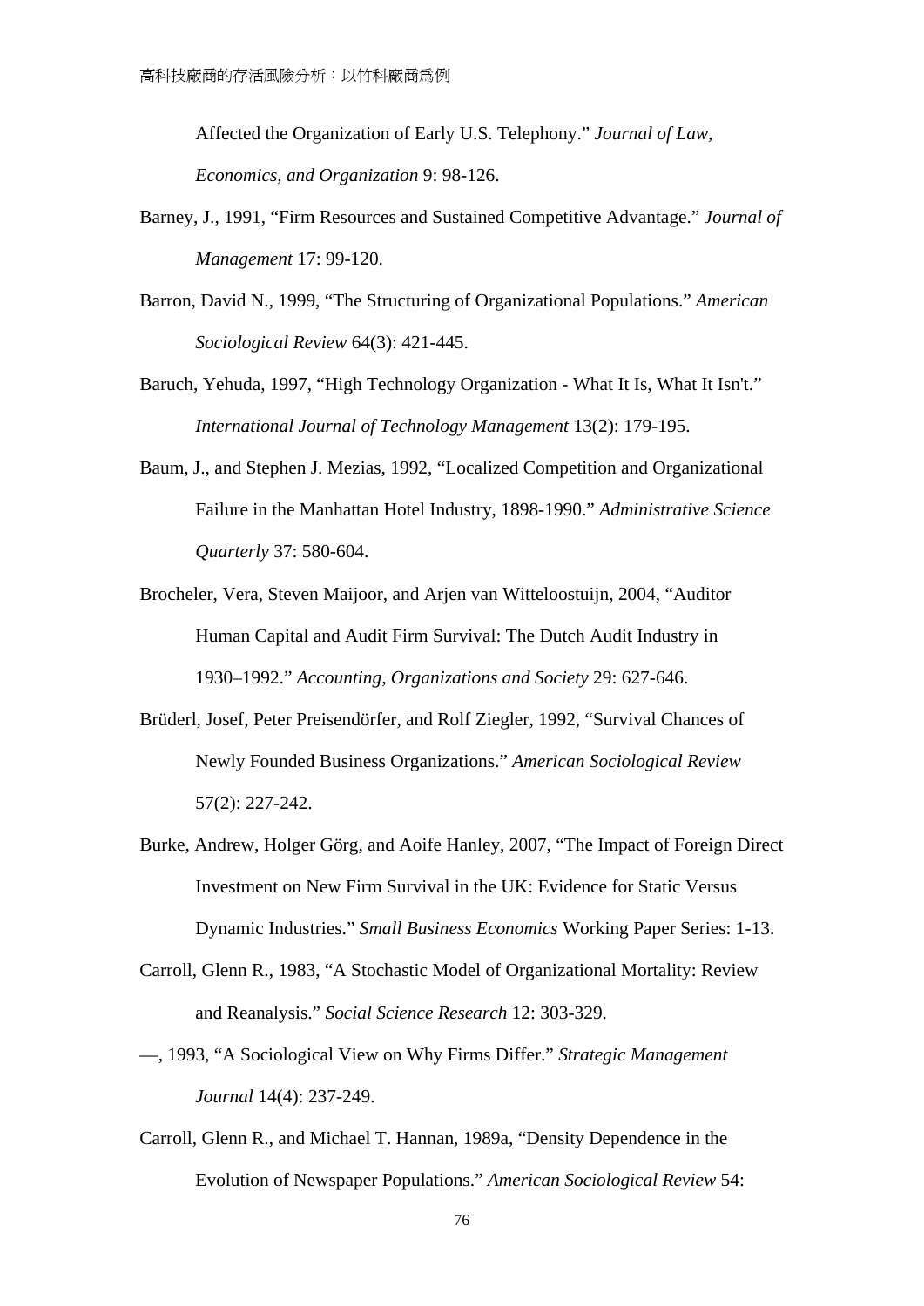Affected the Organization of Early U.S. Telephony." *Journal of Law, Economics, and Organization* 9: 98-126.

Barney, J., 1991, "Firm Resources and Sustained Competitive Advantage." *Journal of Management* 17: 99-120.

Barron, David N., 1999, "The Structuring of Organizational Populations." *American Sociological Review* 64(3): 421-445.

Baruch, Yehuda, 1997, "High Technology Organization - What It Is, What It Isn't." *International Journal of Technology Management* 13(2): 179-195.

Baum, J., and Stephen J. Mezias, 1992, "Localized Competition and Organizational Failure in the Manhattan Hotel Industry, 1898-1990." *Administrative Science Quarterly* 37: 580-604.

Brocheler, Vera, Steven Maijoor, and Arjen van Witteloostuijn, 2004, "Auditor Human Capital and Audit Firm Survival: The Dutch Audit Industry in 1930–1992." *Accounting, Organizations and Society* 29: 627-646.

Brüderl, Josef, Peter Preisendörfer, and Rolf Ziegler, 1992, "Survival Chances of Newly Founded Business Organizations." *American Sociological Review* 57(2): 227-242.

Burke, Andrew, Holger Görg, and Aoife Hanley, 2007, "The Impact of Foreign Direct Investment on New Firm Survival in the UK: Evidence for Static Versus Dynamic Industries." *Small Business Economics* Working Paper Series: 1-13.

Carroll, Glenn R., 1983, "A Stochastic Model of Organizational Mortality: Review and Reanalysis." *Social Science Research* 12: 303-329.

—, 1993, "A Sociological View on Why Firms Differ." *Strategic Management Journal* 14(4): 237-249.

Carroll, Glenn R., and Michael T. Hannan, 1989a, "Density Dependence in the Evolution of Newspaper Populations." *American Sociological Review* 54: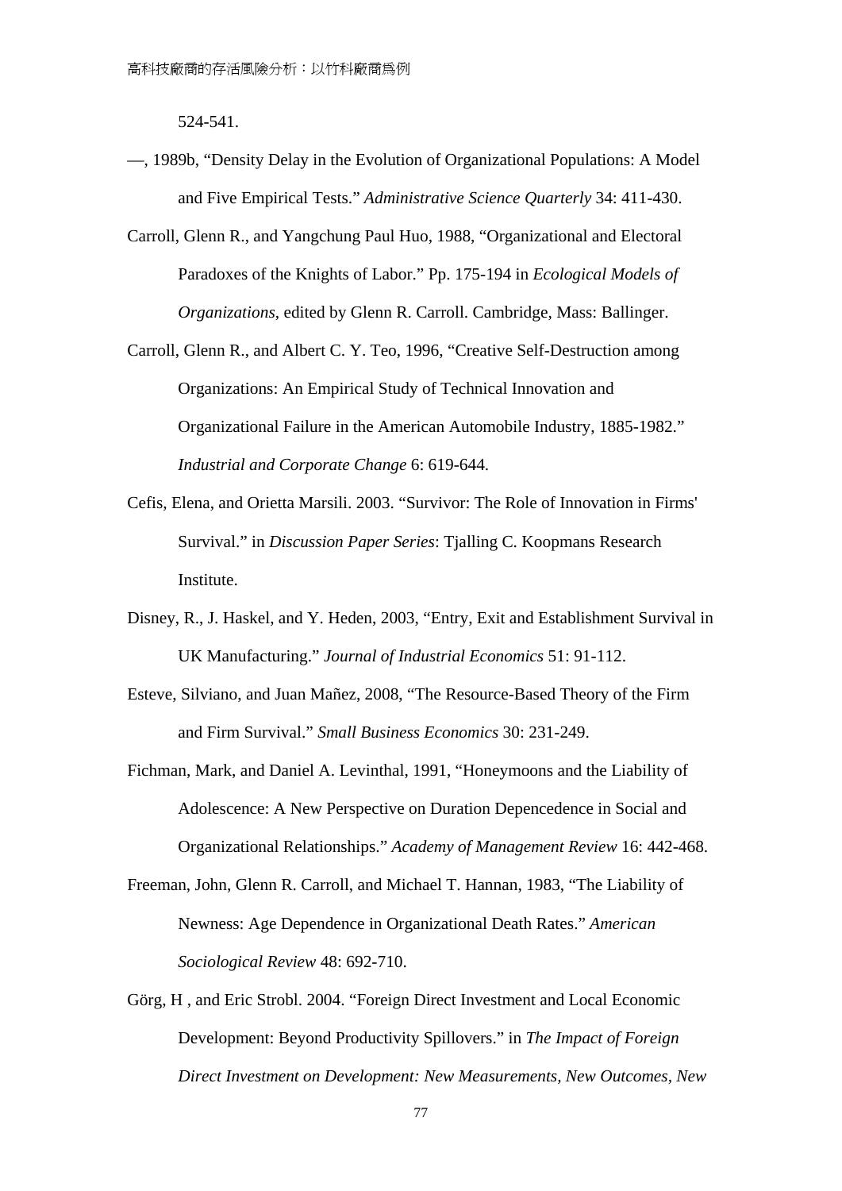524-541.

—, 1989b, “Density Delay in the Evolution of Organizational Populations: A Model and Five Empirical Tests.” *Administrative Science Quarterly* 34: 411-430.

Carroll, Glenn R., and Yangchung Paul Huo, 1988, “Organizational and Electoral Paradoxes of the Knights of Labor.” Pp. 175-194 in *Ecological Models of Organizations*, edited by Glenn R. Carroll. Cambridge, Mass: Ballinger.

Carroll, Glenn R., and Albert C. Y. Teo, 1996, “Creative Self-Destruction among Organizations: An Empirical Study of Technical Innovation and Organizational Failure in the American Automobile Industry, 1885-1982.” *Industrial and Corporate Change* 6: 619-644.

Cefis, Elena, and Orietta Marsili. 2003. “Survivor: The Role of Innovation in Firms' Survival.” in *Discussion Paper Series*: Tjalling C. Koopmans Research Institute.

Disney, R., J. Haskel, and Y. Heden, 2003, “Entry, Exit and Establishment Survival in UK Manufacturing.” *Journal of Industrial Economics* 51: 91-112.

Esteve, Silviano, and Juan Mañez, 2008, “The Resource-Based Theory of the Firm and Firm Survival.” *Small Business Economics* 30: 231-249.

Fichman, Mark, and Daniel A. Levinthal, 1991, “Honeymoons and the Liability of Adolescence: A New Perspective on Duration Depencedence in Social and Organizational Relationships.” *Academy of Management Review* 16: 442-468.

Freeman, John, Glenn R. Carroll, and Michael T. Hannan, 1983, “The Liability of Newness: Age Dependence in Organizational Death Rates.” *American Sociological Review* 48: 692-710.

Görg, H , and Eric Strobl. 2004. “Foreign Direct Investment and Local Economic Development: Beyond Productivity Spillovers.” in *The Impact of Foreign Direct Investment on Development: New Measurements, New Outcomes, New*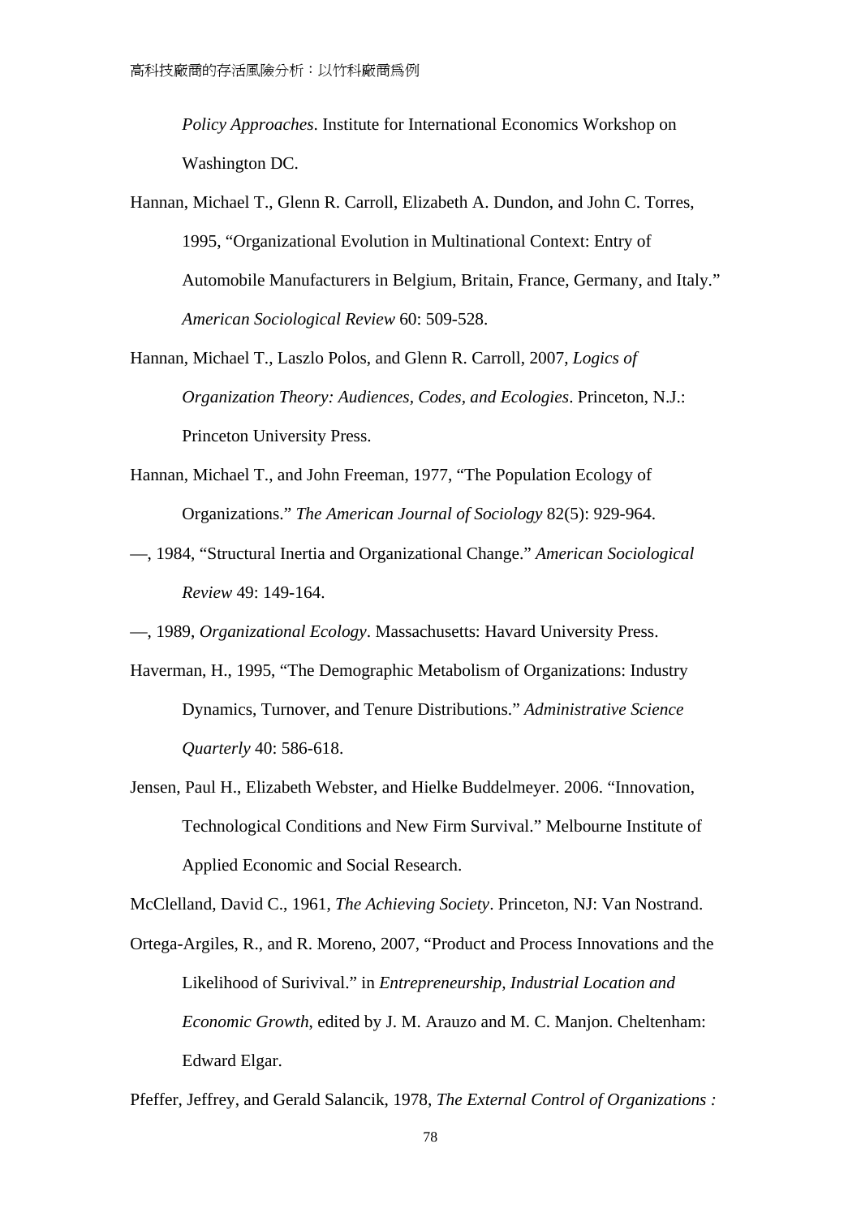*Policy Approaches*. Institute for International Economics Workshop on Washington DC.

Hannan, Michael T., Glenn R. Carroll, Elizabeth A. Dundon, and John C. Torres, 1995, "Organizational Evolution in Multinational Context: Entry of Automobile Manufacturers in Belgium, Britain, France, Germany, and Italy." *American Sociological Review* 60: 509-528.

Hannan, Michael T., Laszlo Polos, and Glenn R. Carroll, 2007, *Logics of Organization Theory: Audiences, Codes, and Ecologies*. Princeton, N.J.: Princeton University Press.

Hannan, Michael T., and John Freeman, 1977, "The Population Ecology of Organizations." *The American Journal of Sociology* 82(5): 929-964.

—, 1984, "Structural Inertia and Organizational Change." *American Sociological Review* 49: 149-164.

—, 1989, *Organizational Ecology*. Massachusetts: Havard University Press.

Haverman, H., 1995, "The Demographic Metabolism of Organizations: Industry Dynamics, Turnover, and Tenure Distributions." *Administrative Science Quarterly* 40: 586-618.

Jensen, Paul H., Elizabeth Webster, and Hielke Buddelmeyer. 2006. "Innovation, Technological Conditions and New Firm Survival." Melbourne Institute of Applied Economic and Social Research.

McClelland, David C., 1961, *The Achieving Society*. Princeton, NJ: Van Nostrand.

Ortega-Argiles, R., and R. Moreno, 2007, "Product and Process Innovations and the Likelihood of Surivival." in *Entrepreneurship, Industrial Location and Economic Growth*, edited by J. M. Arauzo and M. C. Manjon. Cheltenham: Edward Elgar.

Pfeffer, Jeffrey, and Gerald Salancik, 1978, *The External Control of Organizations :*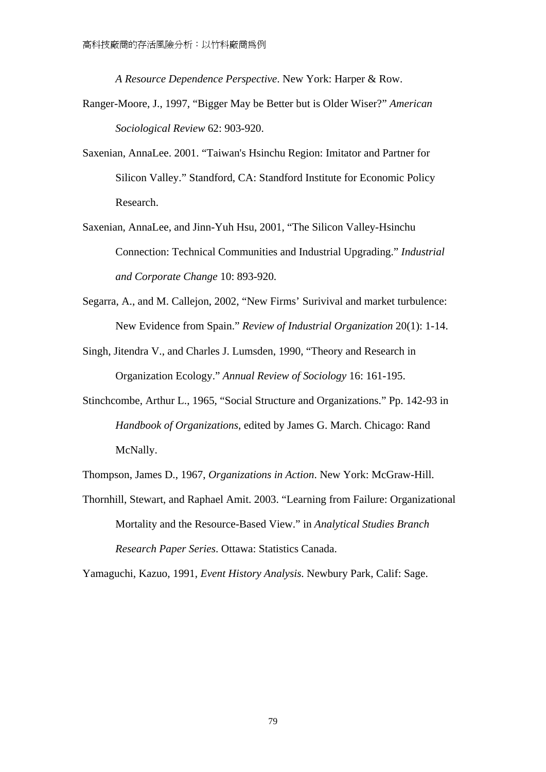*A Resource Dependence Perspective*. New York: Harper & Row.

Ranger-Moore, J., 1997, "Bigger May be Better but is Older Wiser?" *American Sociological Review* 62: 903-920.

Saxenian, AnnaLee. 2001. "Taiwan's Hsinchu Region: Imitator and Partner for Silicon Valley." Standford, CA: Standford Institute for Economic Policy Research.

Saxenian, AnnaLee, and Jinn-Yuh Hsu, 2001, "The Silicon Valley-Hsinchu Connection: Technical Communities and Industrial Upgrading." *Industrial and Corporate Change* 10: 893-920.

Segarra, A., and M. Callejon, 2002, "New Firms' Surivival and market turbulence: New Evidence from Spain." *Review of Industrial Organization* 20(1): 1-14.

Singh, Jitendra V., and Charles J. Lumsden, 1990, "Theory and Research in Organization Ecology." *Annual Review of Sociology* 16: 161-195.

Stinchcombe, Arthur L., 1965, "Social Structure and Organizations." Pp. 142-93 in *Handbook of Organizations*, edited by James G. March. Chicago: Rand McNally.

Thompson, James D., 1967, *Organizations in Action*. New York: McGraw-Hill.

Thornhill, Stewart, and Raphael Amit. 2003. "Learning from Failure: Organizational Mortality and the Resource-Based View." in *Analytical Studies Branch Research Paper Series*. Ottawa: Statistics Canada.

Yamaguchi, Kazuo, 1991, *Event History Analysis*. Newbury Park, Calif: Sage.